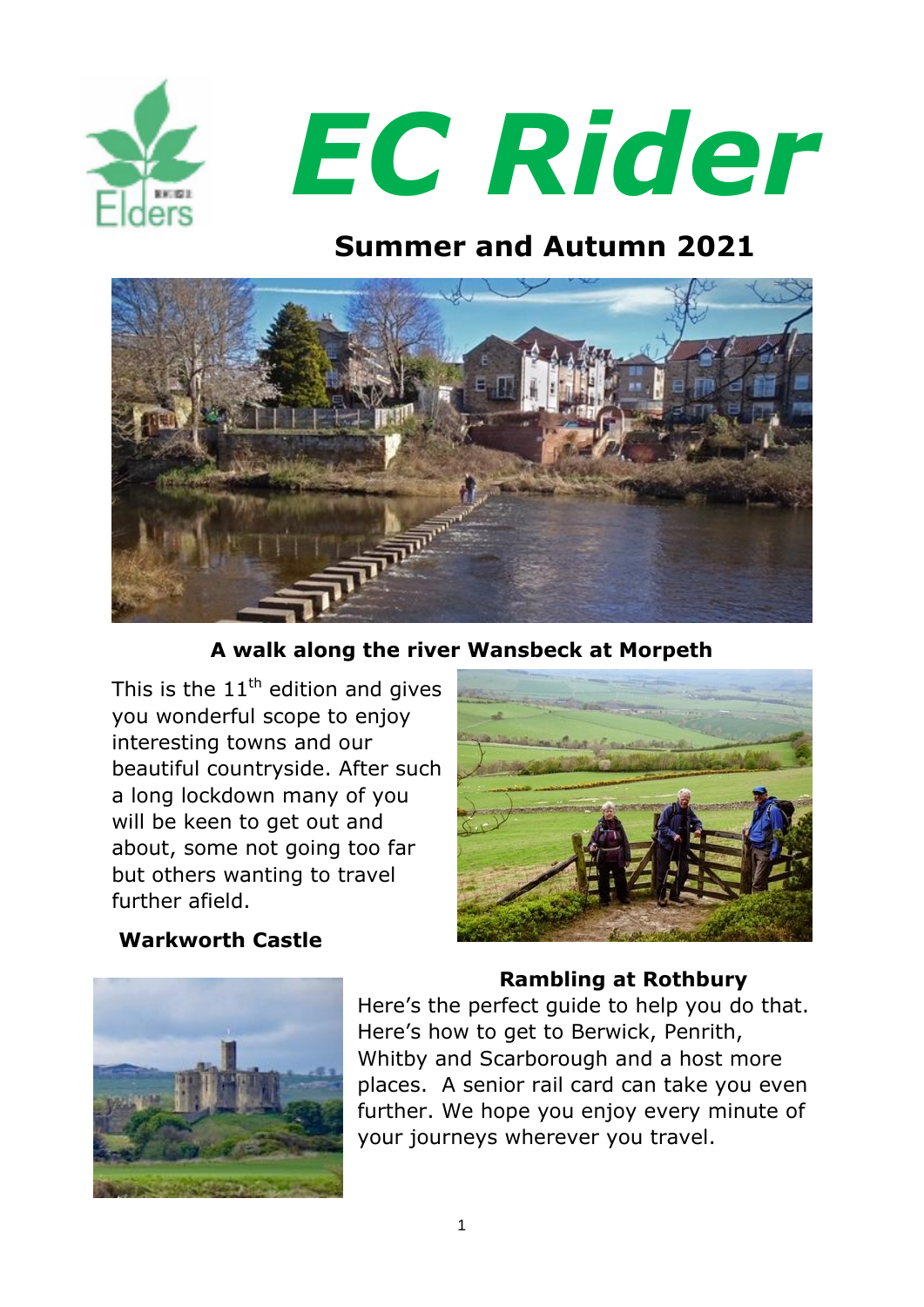# EC Rider

## Summer and Autumn 2021

**A walk along the river Wansbeck at Morpeth**

This is the 11th edition and gives you wonderful scope to enjoy interesting towns and our beautiful countryside. After such a long lockdown many of you will be keen to get out and about, some not going too far but others wanting to travel further afield.

**Warkworth Castle**

**Rambling at Rothbury**

Here's the perfect guide to help you do that. Here's how to get to Berwick, Penrith, Whitby and Scarborough and a host more places. A senior rail card can take you even further. We hope you enjoy every minute of your journeys wherever you travel.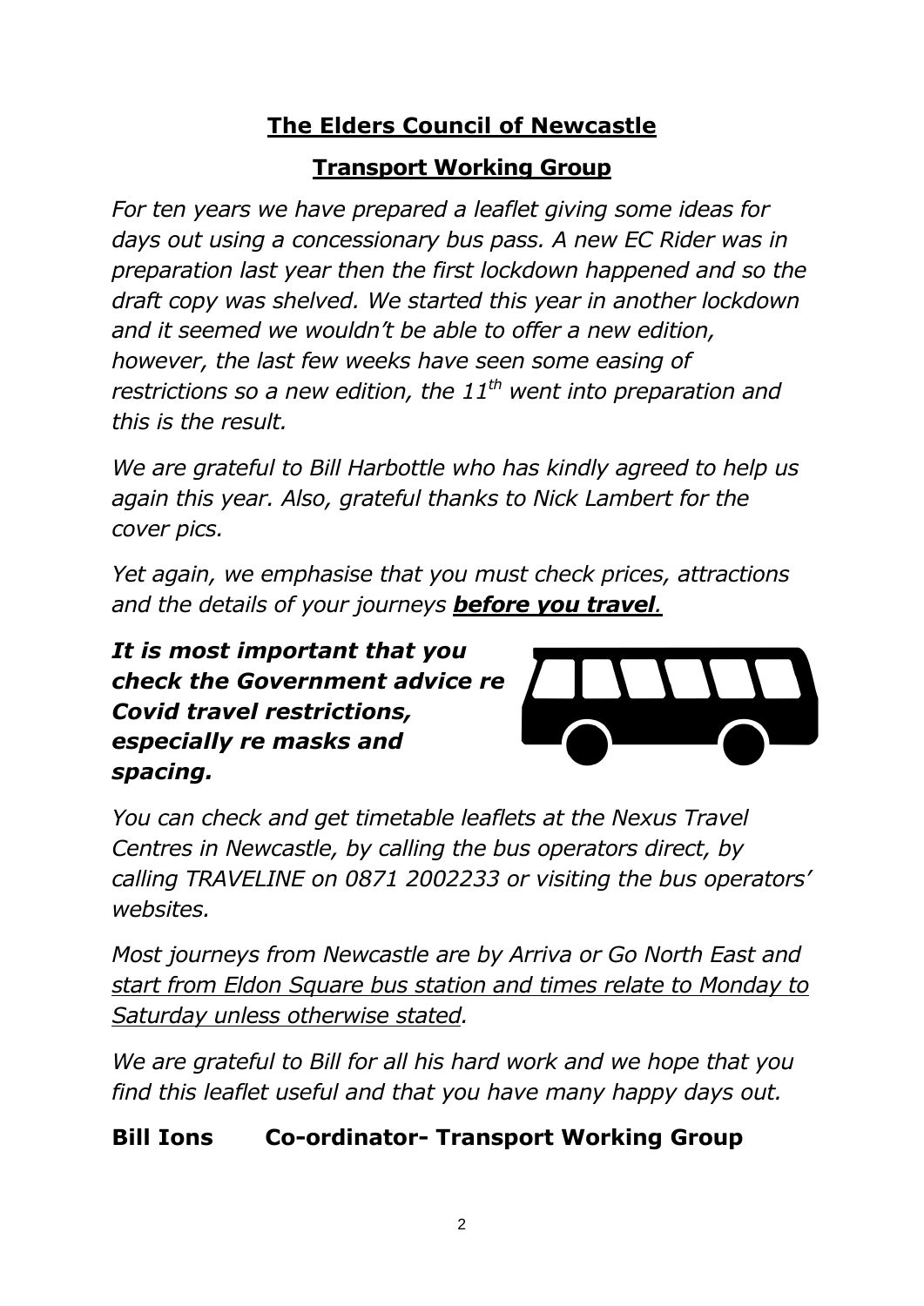## **The Elders Council of Newcastle**

### **Transport Working Group**

*For ten years we have prepared a leaflet giving some ideas for days out using a concessionary bus pass. A new EC Rider was in preparation last year then the first lockdown happened and so the draft copy was shelved. We started this year in another lockdown and it seemed we wouldn't be able to offer a new edition, however, the last few weeks have seen some easing of restrictions so a new edition, the 11th went into preparation and this is the result.*

*We are grateful to Bill Harbottle who has kindly agreed to help us again this year. Also, grateful thanks to Nick Lambert for the cover pics.*

*Yet again, we emphasise that you must check prices, attractions and the details of your journeys* ***<u>before you travel</u>****.*

***It is most important that you check the Government advice re Covid travel restrictions, especially re masks and spacing.***

*You can check and get timetable leaflets at the Nexus Travel Centres in Newcastle, by calling the bus operators direct, by calling TRAVELINE on 0871 2002233 or visiting the bus operators' websites.*

*Most journeys from Newcastle are by Arriva or Go North East and <u>start from Eldon Square bus station and times relate to Monday to Saturday unless otherwise stated</u>.*

*We are grateful to Bill for all his hard work and we hope that you find this leaflet useful and that you have many happy days out.*

**Bill Ions Co-ordinator- Transport Working Group**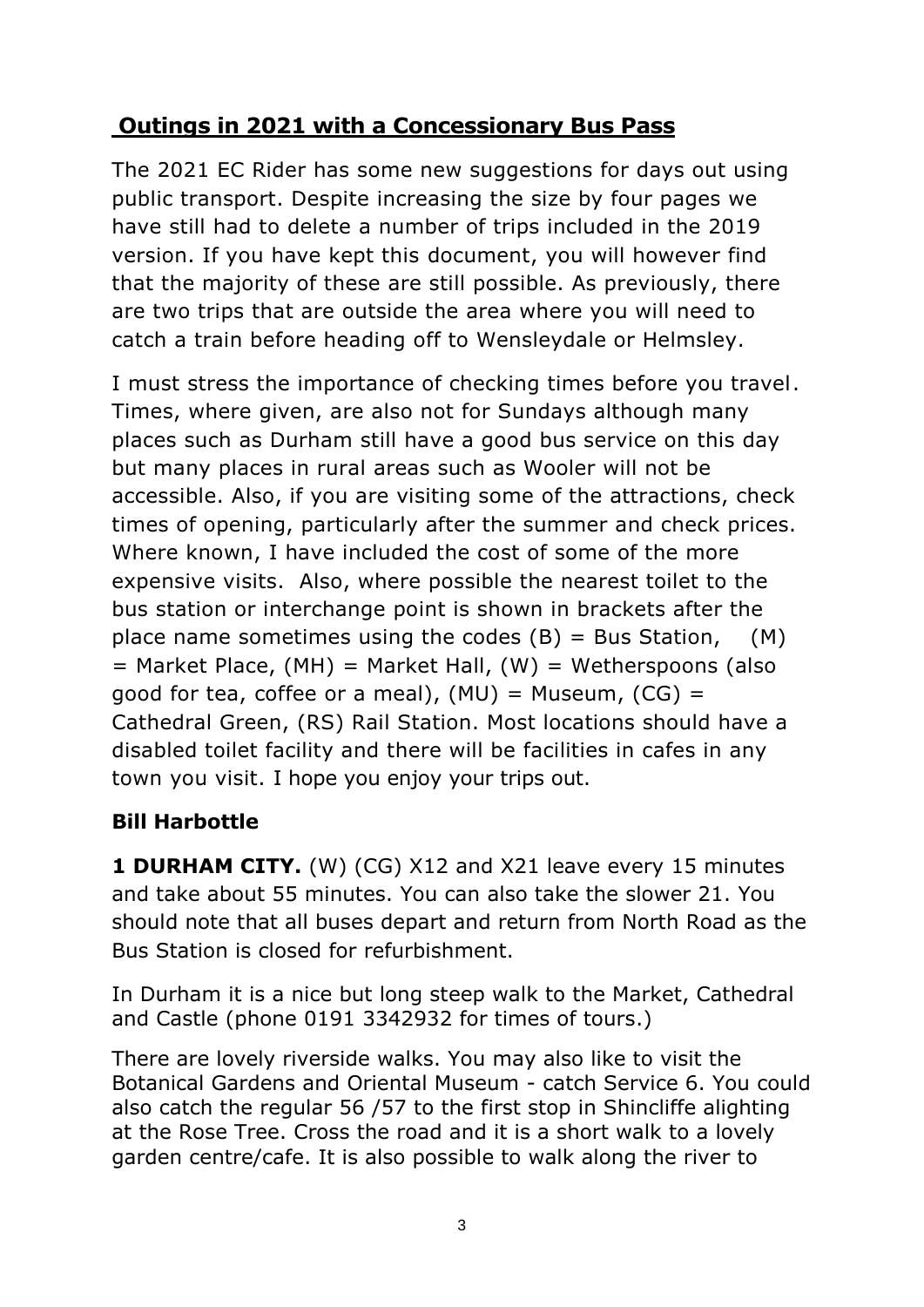## Outings in 2021 with a Concessionary Bus Pass

The 2021 EC Rider has some new suggestions for days out using public transport. Despite increasing the size by four pages we have still had to delete a number of trips included in the 2019 version. If you have kept this document, you will however find that the majority of these are still possible. As previously, there are two trips that are outside the area where you will need to catch a train before heading off to Wensleydale or Helmsley.

I must stress the importance of checking times before you travel. Times, where given, are also not for Sundays although many places such as Durham still have a good bus service on this day but many places in rural areas such as Wooler will not be accessible. Also, if you are visiting some of the attractions, check times of opening, particularly after the summer and check prices. Where known, I have included the cost of some of the more expensive visits. Also, where possible the nearest toilet to the bus station or interchange point is shown in brackets after the place name sometimes using the codes (B) = Bus Station, (M) = Market Place, (MH) = Market Hall, (W) = Wetherspoons (also good for tea, coffee or a meal), (MU) = Museum, (CG) = Cathedral Green, (RS) Rail Station. Most locations should have a disabled toilet facility and there will be facilities in cafes in any town you visit. I hope you enjoy your trips out.

**Bill Harbottle**

**1 DURHAM CITY.** (W) (CG) X12 and X21 leave every 15 minutes and take about 55 minutes. You can also take the slower 21. You should note that all buses depart and return from North Road as the Bus Station is closed for refurbishment.

In Durham it is a nice but long steep walk to the Market, Cathedral and Castle (phone 0191 3342932 for times of tours.)

There are lovely riverside walks. You may also like to visit the Botanical Gardens and Oriental Museum - catch Service 6. You could also catch the regular 56 /57 to the first stop in Shincliffe alighting at the Rose Tree. Cross the road and it is a short walk to a lovely garden centre/cafe. It is also possible to walk along the river to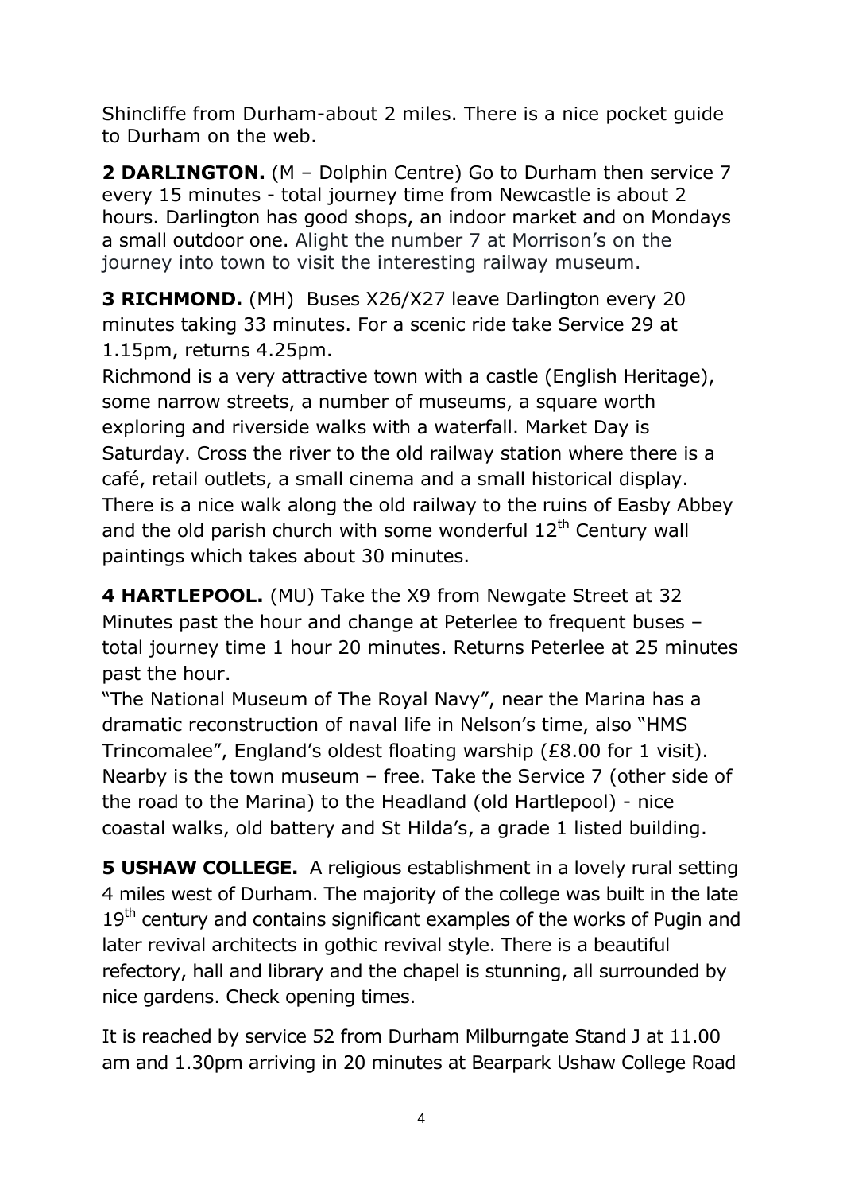Shincliffe from Durham-about 2 miles. There is a nice pocket guide to Durham on the web.

**2 DARLINGTON.** (M – Dolphin Centre) Go to Durham then service 7 every 15 minutes - total journey time from Newcastle is about 2 hours. Darlington has good shops, an indoor market and on Mondays a small outdoor one. Alight the number 7 at Morrison's on the journey into town to visit the interesting railway museum.

**3 RICHMOND.** (MH) Buses X26/X27 leave Darlington every 20 minutes taking 33 minutes. For a scenic ride take Service 29 at 1.15pm, returns 4.25pm.
Richmond is a very attractive town with a castle (English Heritage), some narrow streets, a number of museums, a square worth exploring and riverside walks with a waterfall. Market Day is Saturday. Cross the river to the old railway station where there is a café, retail outlets, a small cinema and a small historical display. There is a nice walk along the old railway to the ruins of Easby Abbey and the old parish church with some wonderful 12th Century wall paintings which takes about 30 minutes.

**4 HARTLEPOOL.** (MU) Take the X9 from Newgate Street at 32 Minutes past the hour and change at Peterlee to frequent buses – total journey time 1 hour 20 minutes. Returns Peterlee at 25 minutes past the hour.
"The National Museum of The Royal Navy", near the Marina has a dramatic reconstruction of naval life in Nelson's time, also "HMS Trincomalee", England's oldest floating warship (£8.00 for 1 visit). Nearby is the town museum – free. Take the Service 7 (other side of the road to the Marina) to the Headland (old Hartlepool) - nice coastal walks, old battery and St Hilda's, a grade 1 listed building.

**5 USHAW COLLEGE.** A religious establishment in a lovely rural setting 4 miles west of Durham. The majority of the college was built in the late 19th century and contains significant examples of the works of Pugin and later revival architects in gothic revival style. There is a beautiful refectory, hall and library and the chapel is stunning, all surrounded by nice gardens. Check opening times.

It is reached by service 52 from Durham Milburngate Stand J at 11.00 am and 1.30pm arriving in 20 minutes at Bearpark Ushaw College Road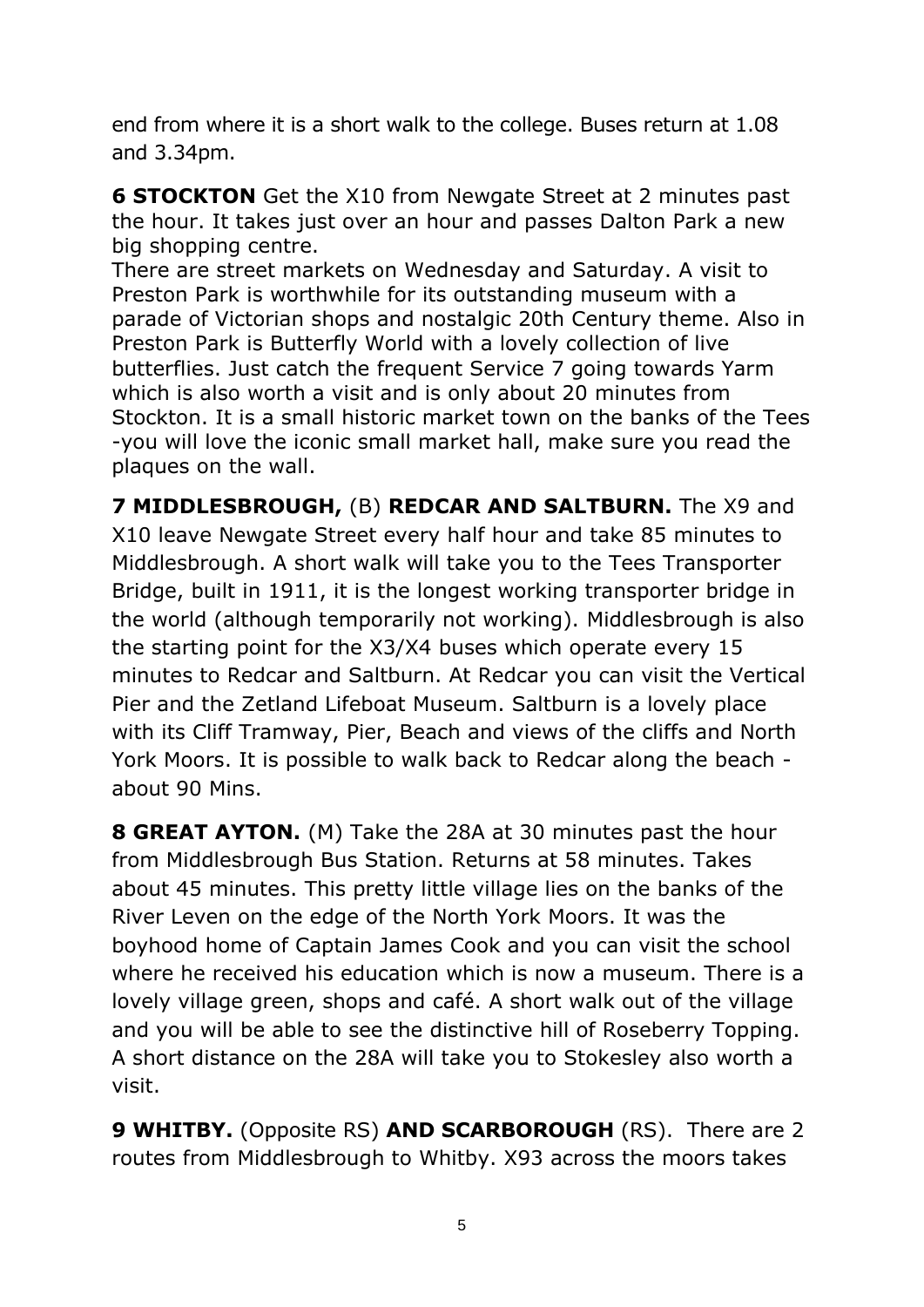end from where it is a short walk to the college. Buses return at 1.08 and 3.34pm.

**6 STOCKTON** Get the X10 from Newgate Street at 2 minutes past the hour. It takes just over an hour and passes Dalton Park a new big shopping centre.
There are street markets on Wednesday and Saturday. A visit to Preston Park is worthwhile for its outstanding museum with a parade of Victorian shops and nostalgic 20th Century theme. Also in Preston Park is Butterfly World with a lovely collection of live butterflies. Just catch the frequent Service 7 going towards Yarm which is also worth a visit and is only about 20 minutes from Stockton. It is a small historic market town on the banks of the Tees -you will love the iconic small market hall, make sure you read the plaques on the wall.

**7 MIDDLESBROUGH,** (B) **REDCAR AND SALTBURN.** The X9 and X10 leave Newgate Street every half hour and take 85 minutes to Middlesbrough. A short walk will take you to the Tees Transporter Bridge, built in 1911, it is the longest working transporter bridge in the world (although temporarily not working). Middlesbrough is also the starting point for the X3/X4 buses which operate every 15 minutes to Redcar and Saltburn. At Redcar you can visit the Vertical Pier and the Zetland Lifeboat Museum. Saltburn is a lovely place with its Cliff Tramway, Pier, Beach and views of the cliffs and North York Moors. It is possible to walk back to Redcar along the beach - about 90 Mins.

**8 GREAT AYTON.** (M) Take the 28A at 30 minutes past the hour from Middlesbrough Bus Station. Returns at 58 minutes. Takes about 45 minutes. This pretty little village lies on the banks of the River Leven on the edge of the North York Moors. It was the boyhood home of Captain James Cook and you can visit the school where he received his education which is now a museum. There is a lovely village green, shops and café. A short walk out of the village and you will be able to see the distinctive hill of Roseberry Topping. A short distance on the 28A will take you to Stokesley also worth a visit.

**9 WHITBY.** (Opposite RS) **AND SCARBOROUGH** (RS). There are 2 routes from Middlesbrough to Whitby. X93 across the moors takes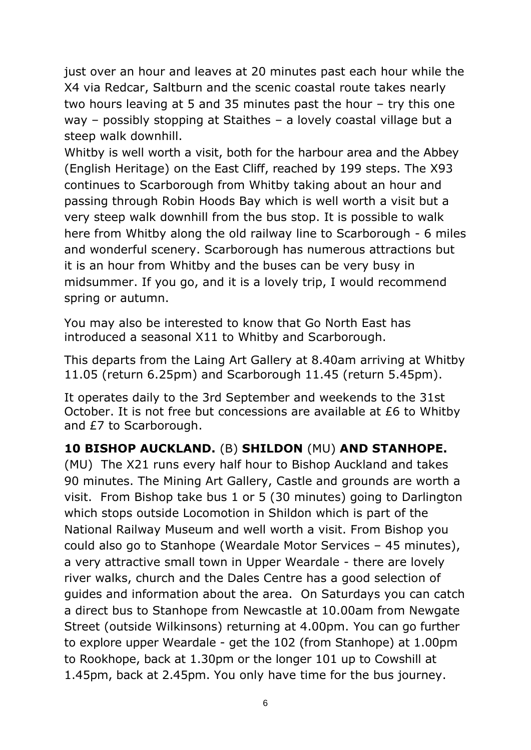just over an hour and leaves at 20 minutes past each hour while the X4 via Redcar, Saltburn and the scenic coastal route takes nearly two hours leaving at 5 and 35 minutes past the hour – try this one way – possibly stopping at Staithes – a lovely coastal village but a steep walk downhill.
Whitby is well worth a visit, both for the harbour area and the Abbey (English Heritage) on the East Cliff, reached by 199 steps. The X93 continues to Scarborough from Whitby taking about an hour and passing through Robin Hoods Bay which is well worth a visit but a very steep walk downhill from the bus stop. It is possible to walk here from Whitby along the old railway line to Scarborough - 6 miles and wonderful scenery. Scarborough has numerous attractions but it is an hour from Whitby and the buses can be very busy in midsummer. If you go, and it is a lovely trip, I would recommend spring or autumn.

You may also be interested to know that Go North East has introduced a seasonal X11 to Whitby and Scarborough.

This departs from the Laing Art Gallery at 8.40am arriving at Whitby 11.05 (return 6.25pm) and Scarborough 11.45 (return 5.45pm).

It operates daily to the 3rd September and weekends to the 31st October. It is not free but concessions are available at £6 to Whitby and £7 to Scarborough.

**10 BISHOP AUCKLAND.** (B) **SHILDON** (MU) **AND STANHOPE.** (MU) The X21 runs every half hour to Bishop Auckland and takes 90 minutes. The Mining Art Gallery, Castle and grounds are worth a visit. From Bishop take bus 1 or 5 (30 minutes) going to Darlington which stops outside Locomotion in Shildon which is part of the National Railway Museum and well worth a visit. From Bishop you could also go to Stanhope (Weardale Motor Services – 45 minutes), a very attractive small town in Upper Weardale - there are lovely river walks, church and the Dales Centre has a good selection of guides and information about the area. On Saturdays you can catch a direct bus to Stanhope from Newcastle at 10.00am from Newgate Street (outside Wilkinsons) returning at 4.00pm. You can go further to explore upper Weardale - get the 102 (from Stanhope) at 1.00pm to Rookhope, back at 1.30pm or the longer 101 up to Cowshill at 1.45pm, back at 2.45pm. You only have time for the bus journey.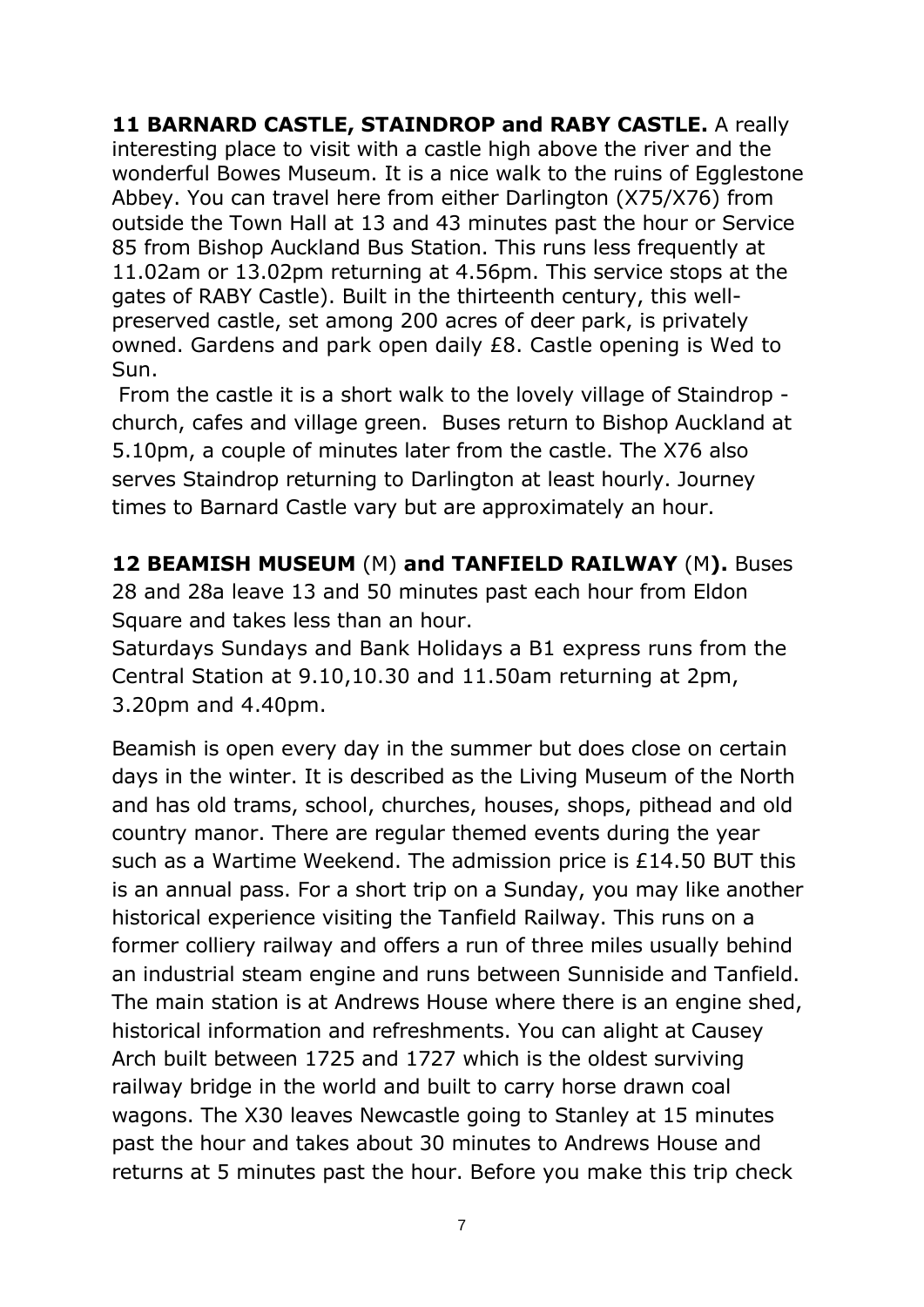**11 BARNARD CASTLE, STAINDROP and RABY CASTLE.** A really interesting place to visit with a castle high above the river and the wonderful Bowes Museum. It is a nice walk to the ruins of Egglestone Abbey. You can travel here from either Darlington (X75/X76) from outside the Town Hall at 13 and 43 minutes past the hour or Service 85 from Bishop Auckland Bus Station. This runs less frequently at 11.02am or 13.02pm returning at 4.56pm. This service stops at the gates of RABY Castle). Built in the thirteenth century, this well-preserved castle, set among 200 acres of deer park, is privately owned. Gardens and park open daily £8. Castle opening is Wed to Sun.

From the castle it is a short walk to the lovely village of Staindrop - church, cafes and village green. Buses return to Bishop Auckland at 5.10pm, a couple of minutes later from the castle. The X76 also serves Staindrop returning to Darlington at least hourly. Journey times to Barnard Castle vary but are approximately an hour.

**12 BEAMISH MUSEUM** (M) **and TANFIELD RAILWAY** (M**).** Buses 28 and 28a leave 13 and 50 minutes past each hour from Eldon Square and takes less than an hour.

Saturdays Sundays and Bank Holidays a B1 express runs from the Central Station at 9.10,10.30 and 11.50am returning at 2pm, 3.20pm and 4.40pm.

Beamish is open every day in the summer but does close on certain days in the winter. It is described as the Living Museum of the North and has old trams, school, churches, houses, shops, pithead and old country manor. There are regular themed events during the year such as a Wartime Weekend. The admission price is £14.50 BUT this is an annual pass. For a short trip on a Sunday, you may like another historical experience visiting the Tanfield Railway. This runs on a former colliery railway and offers a run of three miles usually behind an industrial steam engine and runs between Sunniside and Tanfield. The main station is at Andrews House where there is an engine shed, historical information and refreshments. You can alight at Causey Arch built between 1725 and 1727 which is the oldest surviving railway bridge in the world and built to carry horse drawn coal wagons. The X30 leaves Newcastle going to Stanley at 15 minutes past the hour and takes about 30 minutes to Andrews House and returns at 5 minutes past the hour. Before you make this trip check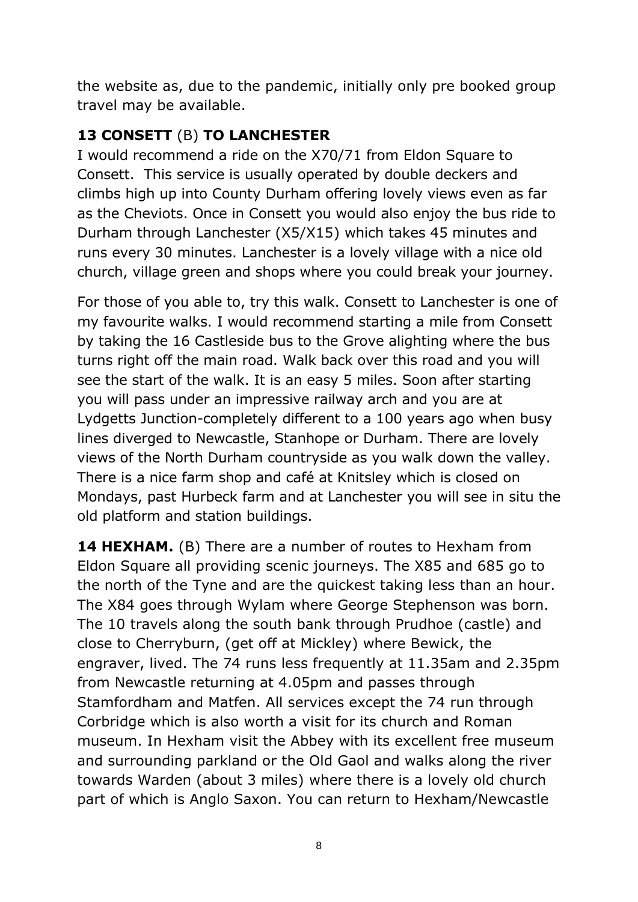the website as, due to the pandemic, initially only pre booked group travel may be available.

**13 CONSETT** (B) **TO LANCHESTER**

I would recommend a ride on the X70/71 from Eldon Square to Consett. This service is usually operated by double deckers and climbs high up into County Durham offering lovely views even as far as the Cheviots. Once in Consett you would also enjoy the bus ride to Durham through Lanchester (X5/X15) which takes 45 minutes and runs every 30 minutes. Lanchester is a lovely village with a nice old church, village green and shops where you could break your journey.

For those of you able to, try this walk. Consett to Lanchester is one of my favourite walks. I would recommend starting a mile from Consett by taking the 16 Castleside bus to the Grove alighting where the bus turns right off the main road. Walk back over this road and you will see the start of the walk. It is an easy 5 miles. Soon after starting you will pass under an impressive railway arch and you are at Lydgetts Junction-completely different to a 100 years ago when busy lines diverged to Newcastle, Stanhope or Durham. There are lovely views of the North Durham countryside as you walk down the valley. There is a nice farm shop and café at Knitsley which is closed on Mondays, past Hurbeck farm and at Lanchester you will see in situ the old platform and station buildings.

**14 HEXHAM.** (B) There are a number of routes to Hexham from Eldon Square all providing scenic journeys. The X85 and 685 go to the north of the Tyne and are the quickest taking less than an hour. The X84 goes through Wylam where George Stephenson was born. The 10 travels along the south bank through Prudhoe (castle) and close to Cherryburn, (get off at Mickley) where Bewick, the engraver, lived. The 74 runs less frequently at 11.35am and 2.35pm from Newcastle returning at 4.05pm and passes through Stamfordham and Matfen. All services except the 74 run through Corbridge which is also worth a visit for its church and Roman museum. In Hexham visit the Abbey with its excellent free museum and surrounding parkland or the Old Gaol and walks along the river towards Warden (about 3 miles) where there is a lovely old church part of which is Anglo Saxon. You can return to Hexham/Newcastle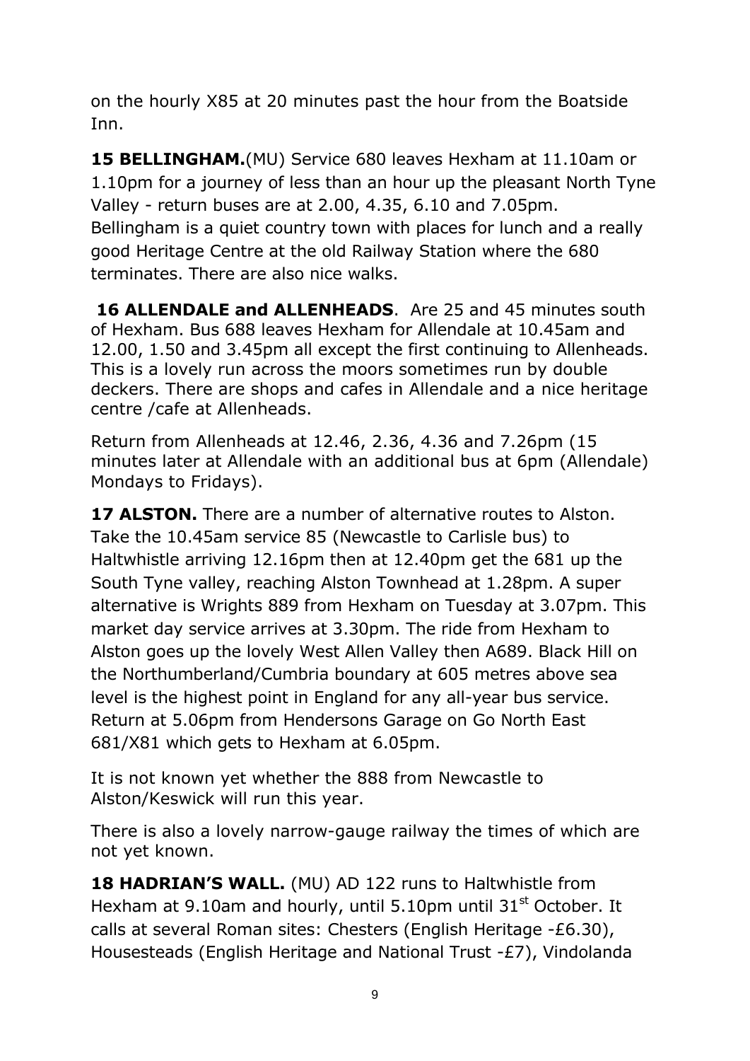on the hourly X85 at 20 minutes past the hour from the Boatside Inn.

**15 BELLINGHAM.**(MU) Service 680 leaves Hexham at 11.10am or 1.10pm for a journey of less than an hour up the pleasant North Tyne Valley - return buses are at 2.00, 4.35, 6.10 and 7.05pm. Bellingham is a quiet country town with places for lunch and a really good Heritage Centre at the old Railway Station where the 680 terminates. There are also nice walks.

**16 ALLENDALE and ALLENHEADS**. Are 25 and 45 minutes south of Hexham. Bus 688 leaves Hexham for Allendale at 10.45am and 12.00, 1.50 and 3.45pm all except the first continuing to Allenheads. This is a lovely run across the moors sometimes run by double deckers. There are shops and cafes in Allendale and a nice heritage centre /cafe at Allenheads.

Return from Allenheads at 12.46, 2.36, 4.36 and 7.26pm (15 minutes later at Allendale with an additional bus at 6pm (Allendale) Mondays to Fridays).

**17 ALSTON.** There are a number of alternative routes to Alston. Take the 10.45am service 85 (Newcastle to Carlisle bus) to Haltwhistle arriving 12.16pm then at 12.40pm get the 681 up the South Tyne valley, reaching Alston Townhead at 1.28pm. A super alternative is Wrights 889 from Hexham on Tuesday at 3.07pm. This market day service arrives at 3.30pm. The ride from Hexham to Alston goes up the lovely West Allen Valley then A689. Black Hill on the Northumberland/Cumbria boundary at 605 metres above sea level is the highest point in England for any all-year bus service. Return at 5.06pm from Hendersons Garage on Go North East 681/X81 which gets to Hexham at 6.05pm.

It is not known yet whether the 888 from Newcastle to Alston/Keswick will run this year.

There is also a lovely narrow-gauge railway the times of which are not yet known.

**18 HADRIAN'S WALL.** (MU) AD 122 runs to Haltwhistle from Hexham at 9.10am and hourly, until 5.10pm until 31st October. It calls at several Roman sites: Chesters (English Heritage -£6.30), Housesteads (English Heritage and National Trust -£7), Vindolanda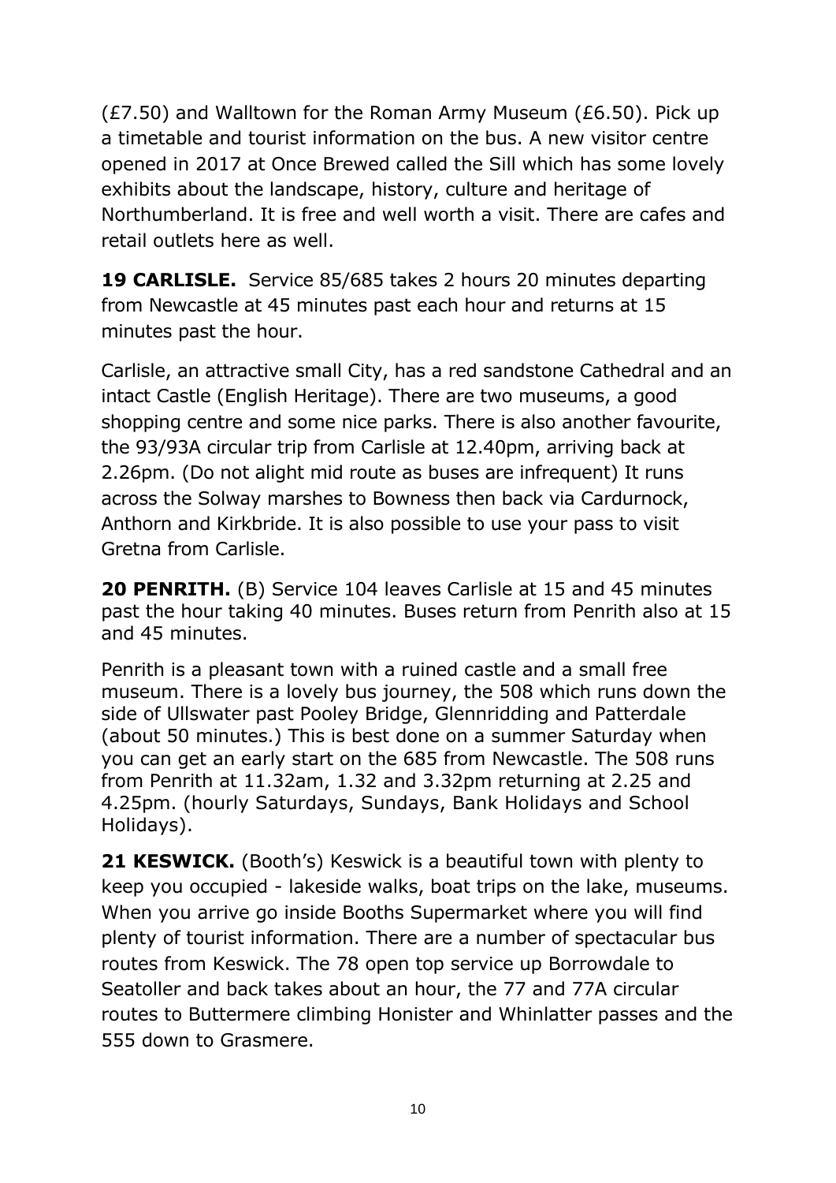(£7.50) and Walltown for the Roman Army Museum (£6.50). Pick up a timetable and tourist information on the bus. A new visitor centre opened in 2017 at Once Brewed called the Sill which has some lovely exhibits about the landscape, history, culture and heritage of Northumberland. It is free and well worth a visit. There are cafes and retail outlets here as well.

**19 CARLISLE.** Service 85/685 takes 2 hours 20 minutes departing from Newcastle at 45 minutes past each hour and returns at 15 minutes past the hour.

Carlisle, an attractive small City, has a red sandstone Cathedral and an intact Castle (English Heritage). There are two museums, a good shopping centre and some nice parks. There is also another favourite, the 93/93A circular trip from Carlisle at 12.40pm, arriving back at 2.26pm. (Do not alight mid route as buses are infrequent) It runs across the Solway marshes to Bowness then back via Cardurnock, Anthorn and Kirkbride. It is also possible to use your pass to visit Gretna from Carlisle.

**20 PENRITH.** (B) Service 104 leaves Carlisle at 15 and 45 minutes past the hour taking 40 minutes. Buses return from Penrith also at 15 and 45 minutes.

Penrith is a pleasant town with a ruined castle and a small free museum. There is a lovely bus journey, the 508 which runs down the side of Ullswater past Pooley Bridge, Glennridding and Patterdale (about 50 minutes.) This is best done on a summer Saturday when you can get an early start on the 685 from Newcastle. The 508 runs from Penrith at 11.32am, 1.32 and 3.32pm returning at 2.25 and 4.25pm. (hourly Saturdays, Sundays, Bank Holidays and School Holidays).

**21 KESWICK.** (Booth's) Keswick is a beautiful town with plenty to keep you occupied - lakeside walks, boat trips on the lake, museums. When you arrive go inside Booths Supermarket where you will find plenty of tourist information. There are a number of spectacular bus routes from Keswick. The 78 open top service up Borrowdale to Seatoller and back takes about an hour, the 77 and 77A circular routes to Buttermere climbing Honister and Whinlatter passes and the 555 down to Grasmere.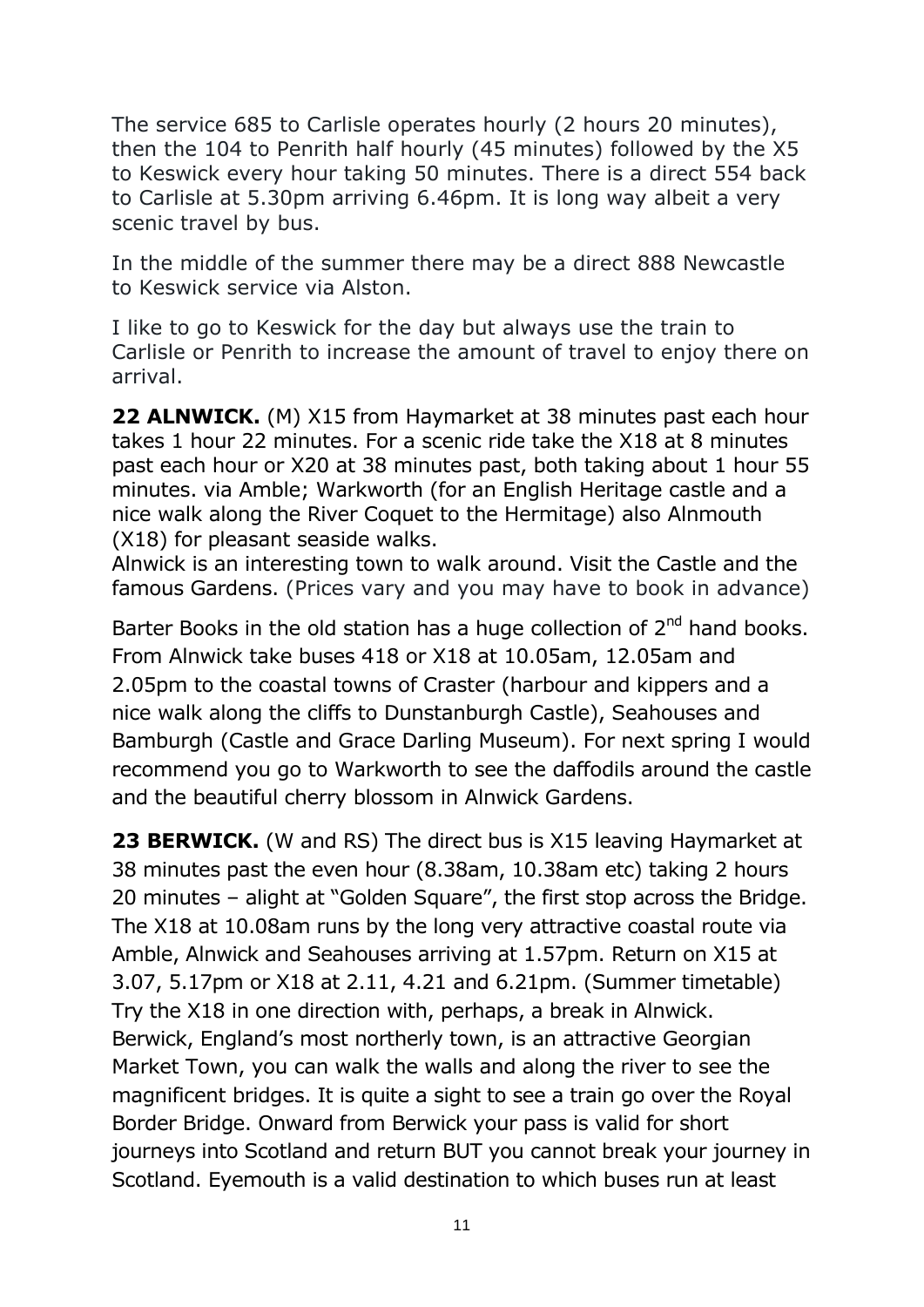The service 685 to Carlisle operates hourly (2 hours 20 minutes), then the 104 to Penrith half hourly (45 minutes) followed by the X5 to Keswick every hour taking 50 minutes. There is a direct 554 back to Carlisle at 5.30pm arriving 6.46pm. It is long way albeit a very scenic travel by bus.

In the middle of the summer there may be a direct 888 Newcastle to Keswick service via Alston.

I like to go to Keswick for the day but always use the train to Carlisle or Penrith to increase the amount of travel to enjoy there on arrival.

**22 ALNWICK.** (M) X15 from Haymarket at 38 minutes past each hour takes 1 hour 22 minutes. For a scenic ride take the X18 at 8 minutes past each hour or X20 at 38 minutes past, both taking about 1 hour 55 minutes. via Amble; Warkworth (for an English Heritage castle and a nice walk along the River Coquet to the Hermitage) also Alnmouth (X18) for pleasant seaside walks.
Alnwick is an interesting town to walk around. Visit the Castle and the famous Gardens. (Prices vary and you may have to book in advance)

Barter Books in the old station has a huge collection of 2nd hand books. From Alnwick take buses 418 or X18 at 10.05am, 12.05am and 2.05pm to the coastal towns of Craster (harbour and kippers and a nice walk along the cliffs to Dunstanburgh Castle), Seahouses and Bamburgh (Castle and Grace Darling Museum). For next spring I would recommend you go to Warkworth to see the daffodils around the castle and the beautiful cherry blossom in Alnwick Gardens.

**23 BERWICK.** (W and RS) The direct bus is X15 leaving Haymarket at 38 minutes past the even hour (8.38am, 10.38am etc) taking 2 hours 20 minutes – alight at "Golden Square", the first stop across the Bridge. The X18 at 10.08am runs by the long very attractive coastal route via Amble, Alnwick and Seahouses arriving at 1.57pm. Return on X15 at 3.07, 5.17pm or X18 at 2.11, 4.21 and 6.21pm. (Summer timetable) Try the X18 in one direction with, perhaps, a break in Alnwick. Berwick, England's most northerly town, is an attractive Georgian Market Town, you can walk the walls and along the river to see the magnificent bridges. It is quite a sight to see a train go over the Royal Border Bridge. Onward from Berwick your pass is valid for short journeys into Scotland and return BUT you cannot break your journey in Scotland. Eyemouth is a valid destination to which buses run at least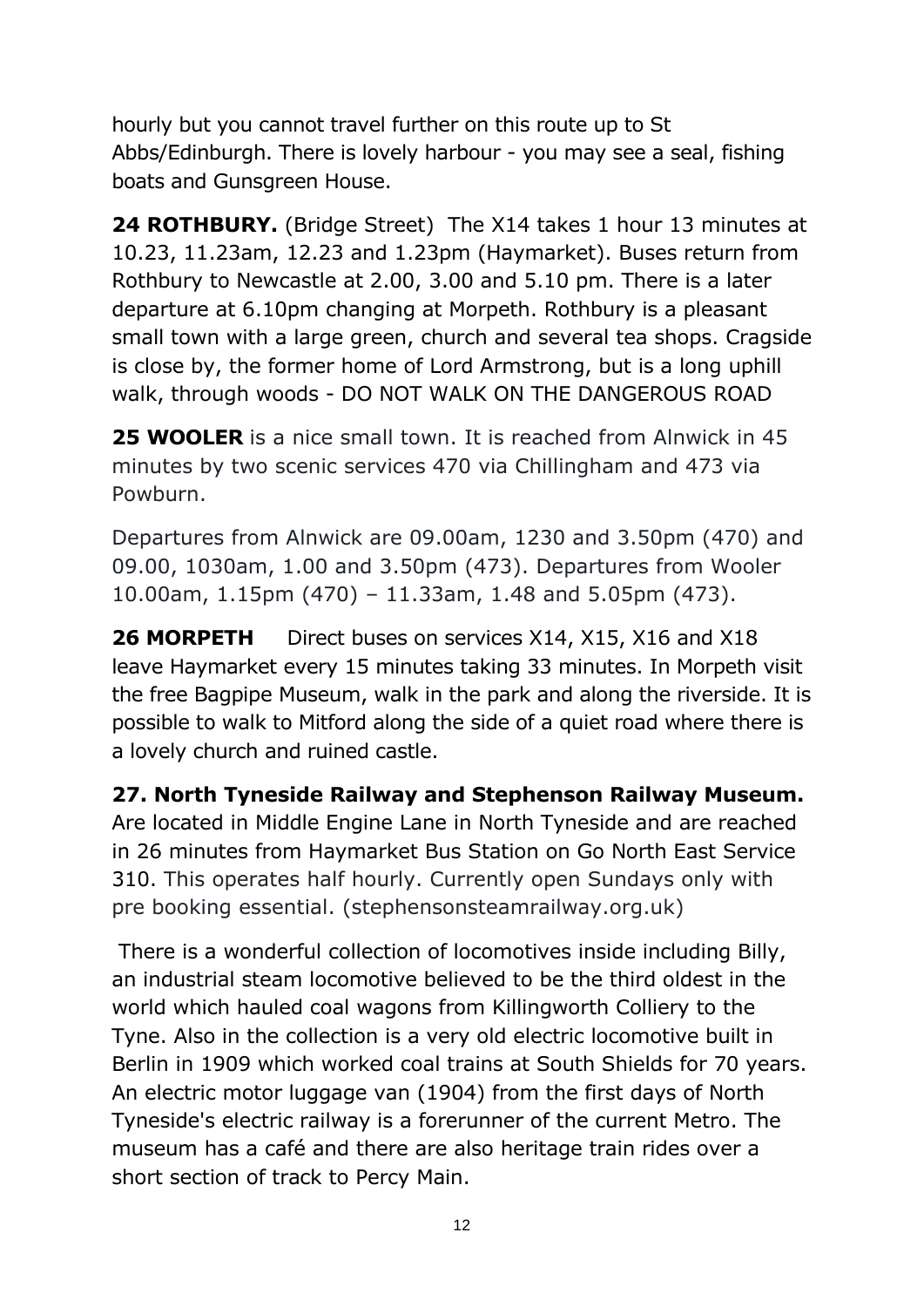hourly but you cannot travel further on this route up to St Abbs/Edinburgh. There is lovely harbour - you may see a seal, fishing boats and Gunsgreen House.

**24 ROTHBURY.** (Bridge Street) The X14 takes 1 hour 13 minutes at 10.23, 11.23am, 12.23 and 1.23pm (Haymarket). Buses return from Rothbury to Newcastle at 2.00, 3.00 and 5.10 pm. There is a later departure at 6.10pm changing at Morpeth. Rothbury is a pleasant small town with a large green, church and several tea shops. Cragside is close by, the former home of Lord Armstrong, but is a long uphill walk, through woods - DO NOT WALK ON THE DANGEROUS ROAD

**25 WOOLER** is a nice small town. It is reached from Alnwick in 45 minutes by two scenic services 470 via Chillingham and 473 via Powburn.

Departures from Alnwick are 09.00am, 1230 and 3.50pm (470) and 09.00, 1030am, 1.00 and 3.50pm (473). Departures from Wooler 10.00am, 1.15pm (470) – 11.33am, 1.48 and 5.05pm (473).

**26 MORPETH** Direct buses on services X14, X15, X16 and X18 leave Haymarket every 15 minutes taking 33 minutes. In Morpeth visit the free Bagpipe Museum, walk in the park and along the riverside. It is possible to walk to Mitford along the side of a quiet road where there is a lovely church and ruined castle.

**27. North Tyneside Railway and Stephenson Railway Museum.** Are located in Middle Engine Lane in North Tyneside and are reached in 26 minutes from Haymarket Bus Station on Go North East Service 310. This operates half hourly. Currently open Sundays only with pre booking essential. (stephensonsteamrailway.org.uk)

There is a wonderful collection of locomotives inside including Billy, an industrial steam locomotive believed to be the third oldest in the world which hauled coal wagons from Killingworth Colliery to the Tyne. Also in the collection is a very old electric locomotive built in Berlin in 1909 which worked coal trains at South Shields for 70 years. An electric motor luggage van (1904) from the first days of North Tyneside's electric railway is a forerunner of the current Metro. The museum has a café and there are also heritage train rides over a short section of track to Percy Main.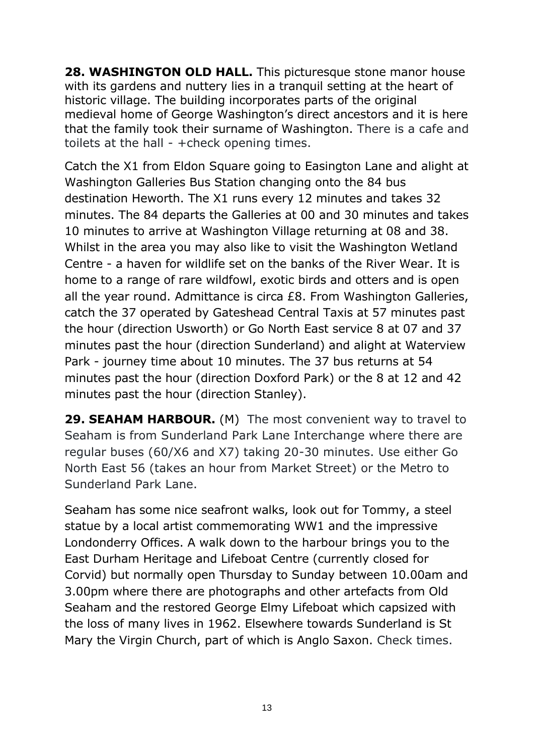**28. WASHINGTON OLD HALL.** This picturesque stone manor house with its gardens and nuttery lies in a tranquil setting at the heart of historic village. The building incorporates parts of the original medieval home of George Washington's direct ancestors and it is here that the family took their surname of Washington. There is a cafe and toilets at the hall - +check opening times.

Catch the X1 from Eldon Square going to Easington Lane and alight at Washington Galleries Bus Station changing onto the 84 bus destination Heworth. The X1 runs every 12 minutes and takes 32 minutes. The 84 departs the Galleries at 00 and 30 minutes and takes 10 minutes to arrive at Washington Village returning at 08 and 38. Whilst in the area you may also like to visit the Washington Wetland Centre - a haven for wildlife set on the banks of the River Wear. It is home to a range of rare wildfowl, exotic birds and otters and is open all the year round. Admittance is circa £8. From Washington Galleries, catch the 37 operated by Gateshead Central Taxis at 57 minutes past the hour (direction Usworth) or Go North East service 8 at 07 and 37 minutes past the hour (direction Sunderland) and alight at Waterview Park - journey time about 10 minutes. The 37 bus returns at 54 minutes past the hour (direction Doxford Park) or the 8 at 12 and 42 minutes past the hour (direction Stanley).

**29. SEAHAM HARBOUR.** (M) The most convenient way to travel to Seaham is from Sunderland Park Lane Interchange where there are regular buses (60/X6 and X7) taking 20-30 minutes. Use either Go North East 56 (takes an hour from Market Street) or the Metro to Sunderland Park Lane.

Seaham has some nice seafront walks, look out for Tommy, a steel statue by a local artist commemorating WW1 and the impressive Londonderry Offices. A walk down to the harbour brings you to the East Durham Heritage and Lifeboat Centre (currently closed for Corvid) but normally open Thursday to Sunday between 10.00am and 3.00pm where there are photographs and other artefacts from Old Seaham and the restored George Elmy Lifeboat which capsized with the loss of many lives in 1962. Elsewhere towards Sunderland is St Mary the Virgin Church, part of which is Anglo Saxon. Check times.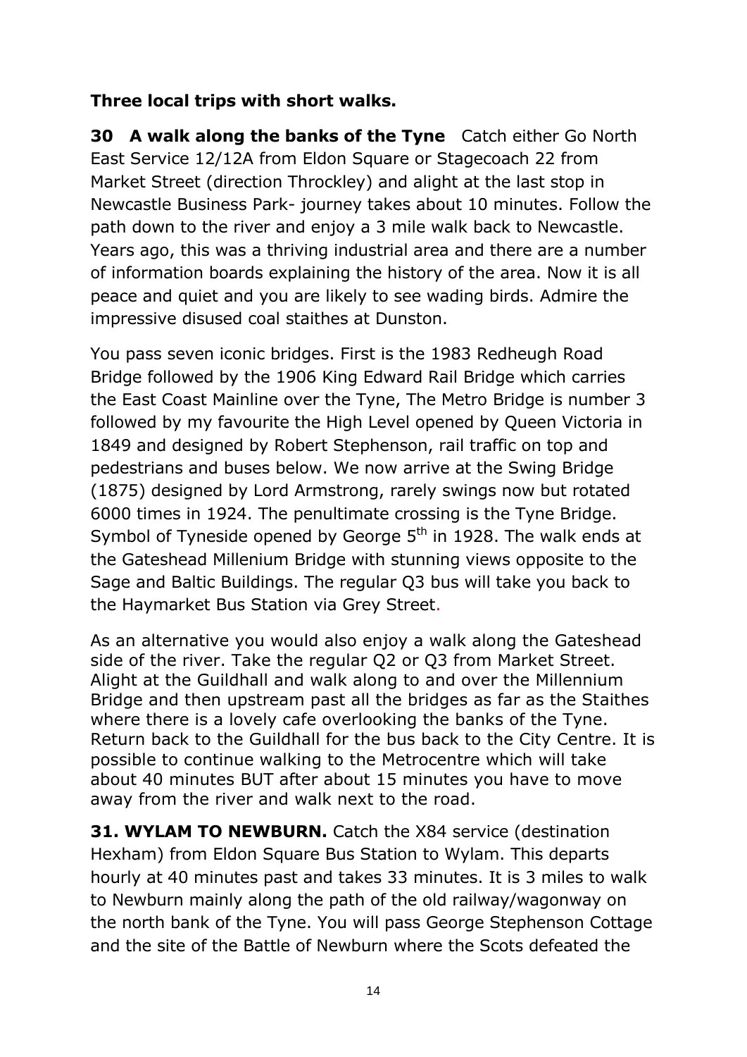**Three local trips with short walks.**

**30 A walk along the banks of the Tyne** Catch either Go North East Service 12/12A from Eldon Square or Stagecoach 22 from Market Street (direction Throckley) and alight at the last stop in Newcastle Business Park- journey takes about 10 minutes. Follow the path down to the river and enjoy a 3 mile walk back to Newcastle. Years ago, this was a thriving industrial area and there are a number of information boards explaining the history of the area. Now it is all peace and quiet and you are likely to see wading birds. Admire the impressive disused coal staithes at Dunston.

You pass seven iconic bridges. First is the 1983 Redheugh Road Bridge followed by the 1906 King Edward Rail Bridge which carries the East Coast Mainline over the Tyne, The Metro Bridge is number 3 followed by my favourite the High Level opened by Queen Victoria in 1849 and designed by Robert Stephenson, rail traffic on top and pedestrians and buses below. We now arrive at the Swing Bridge (1875) designed by Lord Armstrong, rarely swings now but rotated 6000 times in 1924. The penultimate crossing is the Tyne Bridge. Symbol of Tyneside opened by George 5th in 1928. The walk ends at the Gateshead Millenium Bridge with stunning views opposite to the Sage and Baltic Buildings. The regular Q3 bus will take you back to the Haymarket Bus Station via Grey Street.

As an alternative you would also enjoy a walk along the Gateshead side of the river. Take the regular Q2 or Q3 from Market Street. Alight at the Guildhall and walk along to and over the Millennium Bridge and then upstream past all the bridges as far as the Staithes where there is a lovely cafe overlooking the banks of the Tyne. Return back to the Guildhall for the bus back to the City Centre. It is possible to continue walking to the Metrocentre which will take about 40 minutes BUT after about 15 minutes you have to move away from the river and walk next to the road.

**31. WYLAM TO NEWBURN.** Catch the X84 service (destination Hexham) from Eldon Square Bus Station to Wylam. This departs hourly at 40 minutes past and takes 33 minutes. It is 3 miles to walk to Newburn mainly along the path of the old railway/wagonway on the north bank of the Tyne. You will pass George Stephenson Cottage and the site of the Battle of Newburn where the Scots defeated the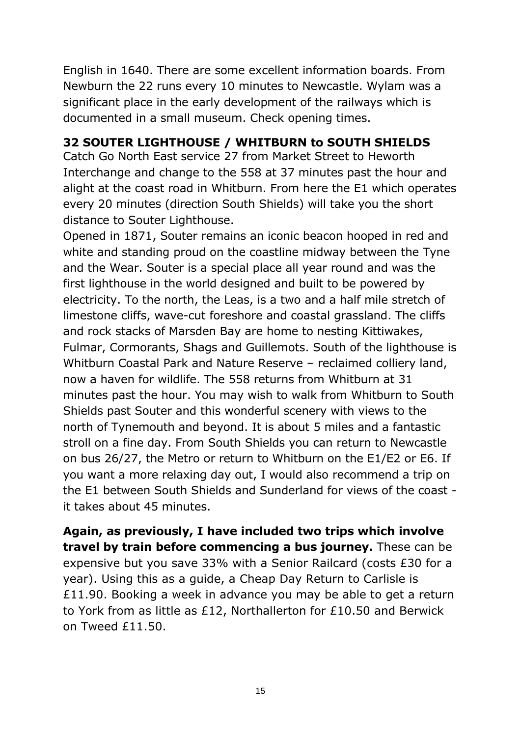English in 1640. There are some excellent information boards. From Newburn the 22 runs every 10 minutes to Newcastle. Wylam was a significant place in the early development of the railways which is documented in a small museum. Check opening times.

### 32 SOUTER LIGHTHOUSE / WHITBURN to SOUTH SHIELDS

Catch Go North East service 27 from Market Street to Heworth Interchange and change to the 558 at 37 minutes past the hour and alight at the coast road in Whitburn. From here the E1 which operates every 20 minutes (direction South Shields) will take you the short distance to Souter Lighthouse.

Opened in 1871, Souter remains an iconic beacon hooped in red and white and standing proud on the coastline midway between the Tyne and the Wear. Souter is a special place all year round and was the first lighthouse in the world designed and built to be powered by electricity. To the north, the Leas, is a two and a half mile stretch of limestone cliffs, wave-cut foreshore and coastal grassland. The cliffs and rock stacks of Marsden Bay are home to nesting Kittiwakes, Fulmar, Cormorants, Shags and Guillemots. South of the lighthouse is Whitburn Coastal Park and Nature Reserve – reclaimed colliery land, now a haven for wildlife. The 558 returns from Whitburn at 31 minutes past the hour. You may wish to walk from Whitburn to South Shields past Souter and this wonderful scenery with views to the north of Tynemouth and beyond. It is about 5 miles and a fantastic stroll on a fine day. From South Shields you can return to Newcastle on bus 26/27, the Metro or return to Whitburn on the E1/E2 or E6. If you want a more relaxing day out, I would also recommend a trip on the E1 between South Shields and Sunderland for views of the coast - it takes about 45 minutes.

**Again, as previously, I have included two trips which involve travel by train before commencing a bus journey.** These can be expensive but you save 33% with a Senior Railcard (costs £30 for a year). Using this as a guide, a Cheap Day Return to Carlisle is £11.90. Booking a week in advance you may be able to get a return to York from as little as £12, Northallerton for £10.50 and Berwick on Tweed £11.50.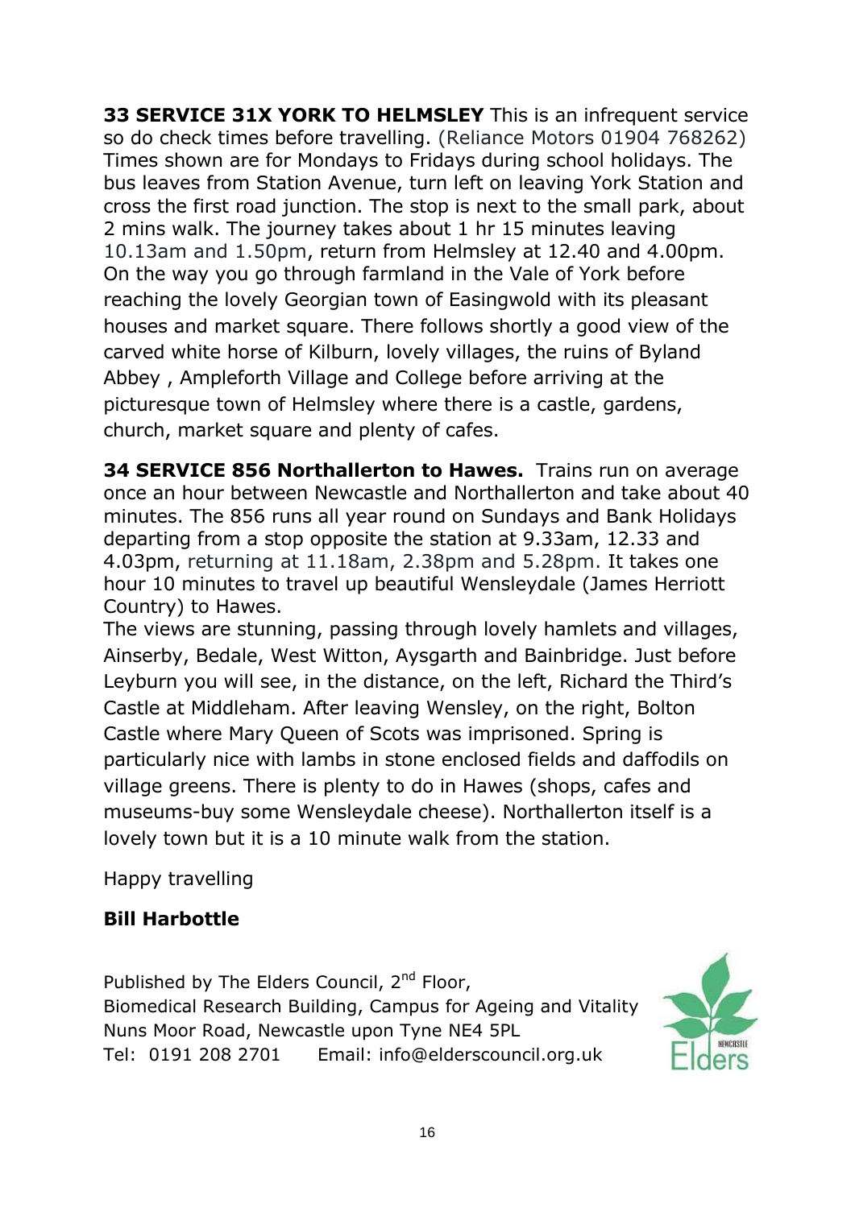**33 SERVICE 31X YORK TO HELMSLEY** This is an infrequent service so do check times before travelling. (Reliance Motors 01904 768262) Times shown are for Mondays to Fridays during school holidays. The bus leaves from Station Avenue, turn left on leaving York Station and cross the first road junction. The stop is next to the small park, about 2 mins walk. The journey takes about 1 hr 15 minutes leaving 10.13am and 1.50pm, return from Helmsley at 12.40 and 4.00pm. On the way you go through farmland in the Vale of York before reaching the lovely Georgian town of Easingwold with its pleasant houses and market square. There follows shortly a good view of the carved white horse of Kilburn, lovely villages, the ruins of Byland Abbey , Ampleforth Village and College before arriving at the picturesque town of Helmsley where there is a castle, gardens, church, market square and plenty of cafes.

**34 SERVICE 856 Northallerton to Hawes.** Trains run on average once an hour between Newcastle and Northallerton and take about 40 minutes. The 856 runs all year round on Sundays and Bank Holidays departing from a stop opposite the station at 9.33am, 12.33 and 4.03pm, returning at 11.18am, 2.38pm and 5.28pm. It takes one hour 10 minutes to travel up beautiful Wensleydale (James Herriott Country) to Hawes.

The views are stunning, passing through lovely hamlets and villages, Ainserby, Bedale, West Witton, Aysgarth and Bainbridge. Just before Leyburn you will see, in the distance, on the left, Richard the Third's Castle at Middleham. After leaving Wensley, on the right, Bolton Castle where Mary Queen of Scots was imprisoned. Spring is particularly nice with lambs in stone enclosed fields and daffodils on village greens. There is plenty to do in Hawes (shops, cafes and museums-buy some Wensleydale cheese). Northallerton itself is a lovely town but it is a 10 minute walk from the station.

Happy travelling

**Bill Harbottle**

Published by The Elders Council, 2nd Floor,
Biomedical Research Building, Campus for Ageing and Vitality
Nuns Moor Road, Newcastle upon Tyne NE4 5PL
Tel: 0191 208 2701 Email: info@elderscouncil.org.uk

Newcastle Elders